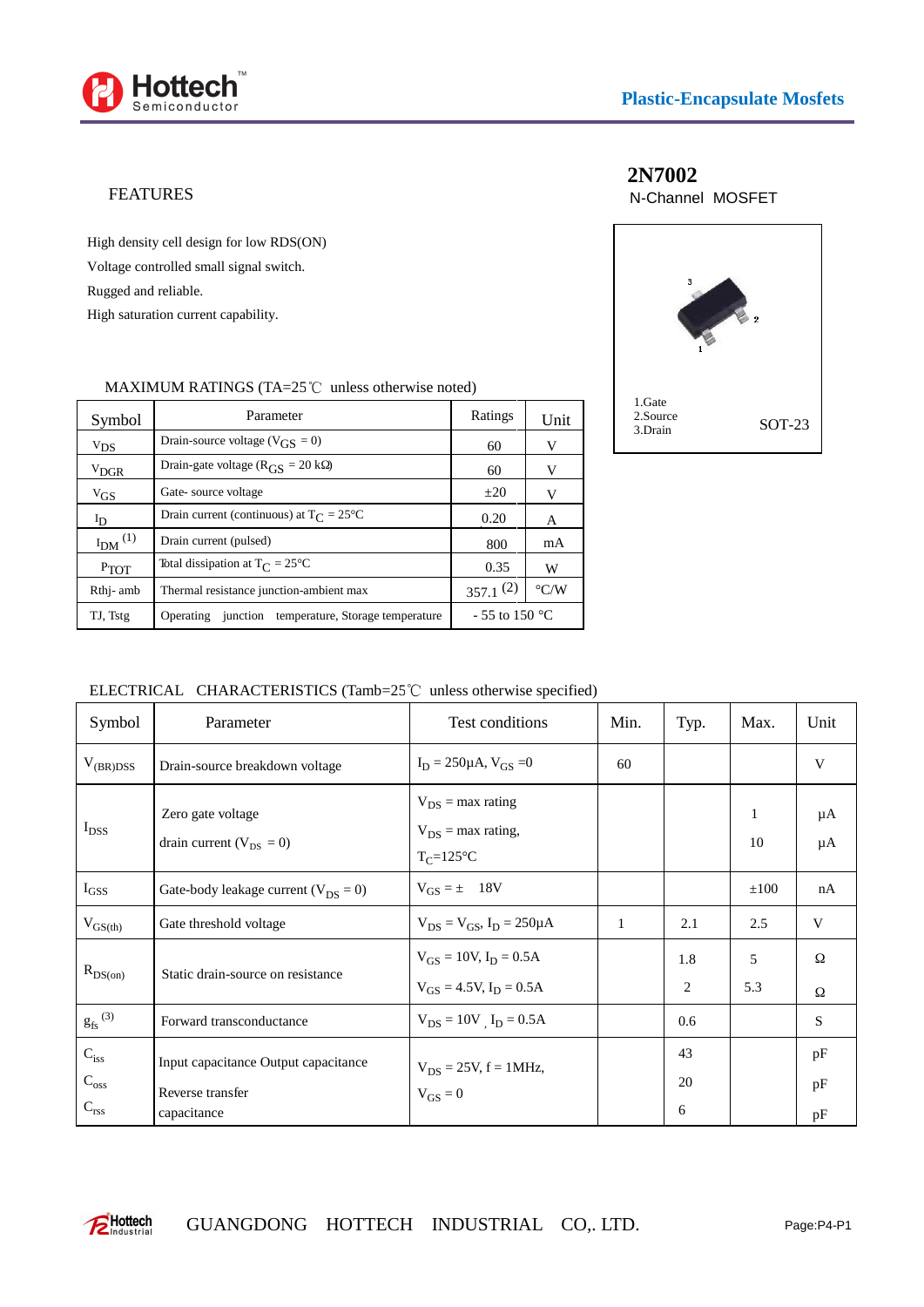# 2N7002

N-Channel MOSFET

## FEATURES

High density cell design for low RDS(ON)
Voltage controlled small signal switch.
Rugged and reliable.
High saturation current capability.

1.Gate
2.Source
3.Drain

SOT-23

MAXIMUM RATINGS (TA=25℃ unless otherwise noted)

| Symbol | Parameter | Ratings | Unit |
|---|---|---|---|
| $V_{DS}$ | Drain-source voltage ($V_{GS}$ = 0) | 60 | V |
| $V_{DGR}$ | Drain-gate voltage ($R_{GS}$ = 20 kΩ) | 60 | V |
| $V_{GS}$ | Gate- source voltage | ±20 | V |
| $I_D$ | Drain current (continuous) at $T_C$ = 25°C | 0.20 | A |
| $I_{DM}$ (1) | Drain current (pulsed) | 800 | mA |
| $P_{TOT}$ | Total dissipation at $T_C$ = 25°C | 0.35 | W |
| Rthj- amb | Thermal resistance junction-ambient max | 357.1 (2) | °C/W |
| TJ, Tstg | Operating junction temperature, Storage temperature | - 55 to 150 °C | |

ELECTRICAL CHARACTERISTICS (Tamb=25℃ unless otherwise specified)

| Symbol | Parameter | Test conditions | Min. | Typ. | Max. | Unit |
|---|---|---|---|---|---|---|
| $V_{(BR)DSS}$ | Drain-source breakdown voltage | $I_D$ = 250μA, $V_{GS}$ =0 | 60 | | | V |
| $I_{DSS}$ | Zero gate voltage drain current ($V_{DS}$ = 0) | $V_{DS}$ = max rating<br>$V_{DS}$ = max rating, $T_C$=125°C | | | 1<br>10 | μA<br>μA |
| $I_{GSS}$ | Gate-body leakage current ($V_{DS}$ = 0) | $V_{GS}$ = ± 18V | | | ±100 | nA |
| $V_{GS(th)}$ | Gate threshold voltage | $V_{DS}$ = $V_{GS}$, $I_D$ = 250μA | 1 | 2.1 | 2.5 | V |
| $R_{DS(on)}$ | Static drain-source on resistance | $V_{GS}$ = 10V, $I_D$ = 0.5A<br>$V_{GS}$ = 4.5V, $I_D$ = 0.5A | | 1.8<br>2 | 5<br>5.3 | Ω<br>Ω |
| $g_{fs}$ (3) | Forward transconductance | $V_{DS}$ = 10V , $I_D$ = 0.5A | | 0.6 | | S |
| $C_{iss}$<br>$C_{oss}$<br>$C_{rss}$ | Input capacitance Output capacitance<br>Reverse transfer capacitance | $V_{DS}$ = 25V, f = 1MHz,<br>$V_{GS}$ = 0 | | 43<br>20<br>6 | | pF<br>pF<br>pF |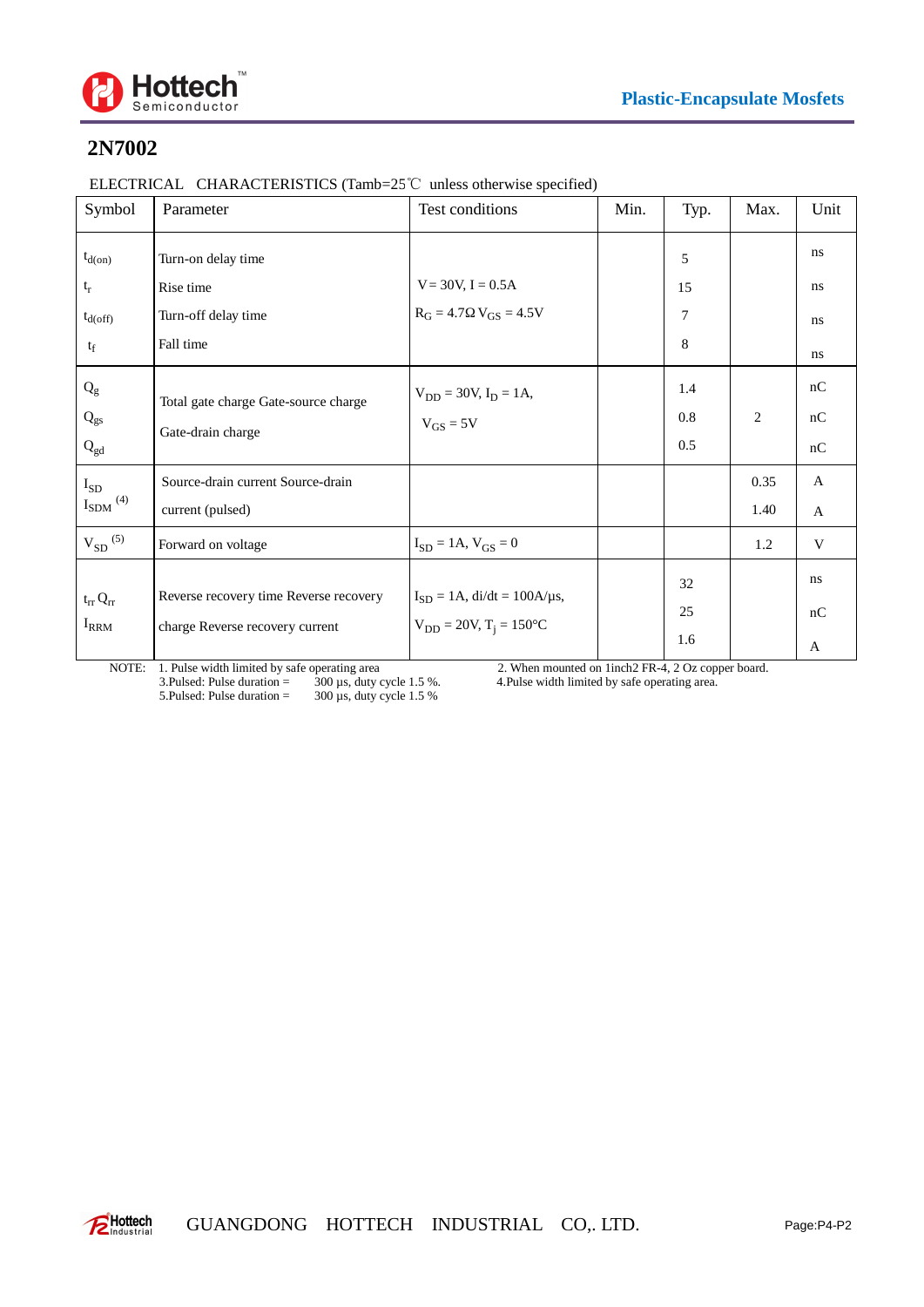## 2N7002

ELECTRICAL CHARACTERISTICS (Tamb=25℃ unless otherwise specified)

| Symbol | Parameter | Test conditions | Min. | Typ. | Max. | Unit |
|---|---|---|---|---|---|---|
| $t_{d(on)}$ | Turn-on delay time | $V = 30V$, $I = 0.5A$ $R_G = 4.7\Omega$ $V_{GS} = 4.5V$ | | 5 | | ns |
| $t_r$ | Rise time | | | 15 | | ns |
| $t_{d(off)}$ | Turn-off delay time | | | 7 | | ns |
| $t_f$ | Fall time | | | 8 | | ns |
| $Q_g$ | Total gate charge | $V_{DD} = 30V$, $I_D = 1A$, $V_{GS} = 5V$ | | 1.4 | | nC |
| $Q_{gs}$ | Gate-source charge | | | 0.8 | 2 | nC |
| $Q_{gd}$ | Gate-drain charge | | | 0.5 | | nC |
| $I_{SD}$ | Source-drain current | | | | 0.35 | A |
| $I_{SDM}$ (4) | Source-drain current (pulsed) | | | | 1.40 | A |
| $V_{SD}$ (5) | Forward on voltage | $I_{SD} = 1A$, $V_{GS} = 0$ | | | 1.2 | V |
| $t_{rr}$ | Reverse recovery time | $I_{SD} = 1A$, $di/dt = 100A/\mu s$, $V_{DD} = 20V$, $T_j = 150°C$ | | 32 | | ns |
| $Q_{rr}$ | Reverse recovery charge | | | 25 | | nC |
| $I_{RRM}$ | Reverse recovery current | | | 1.6 | | A |

NOTE:
1. Pulse width limited by safe operating area
2. When mounted on 1inch2 FR-4, 2 Oz copper board.
3. Pulsed: Pulse duration = 300 µs, duty cycle 1.5 %.
4. Pulse width limited by safe operating area.
5. Pulsed: Pulse duration = 300 µs, duty cycle 1.5 %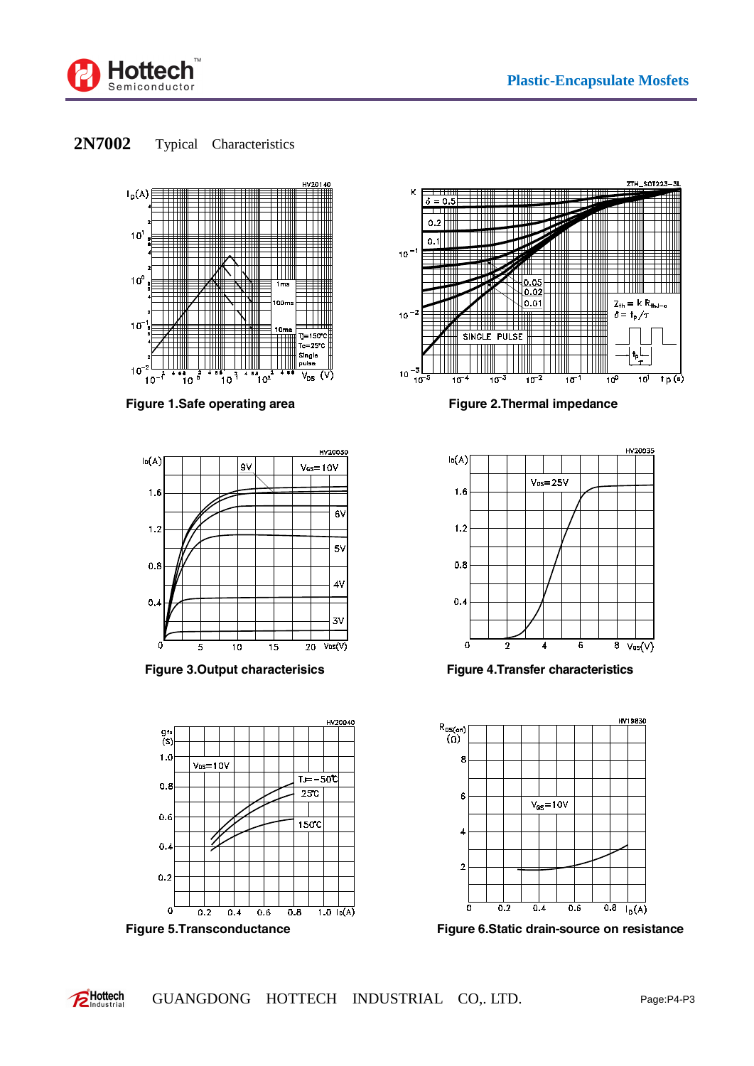## 2N7002 Typical Characteristics

Figure 1.Safe operating area

Figure 2.Thermal impedance

Figure 3.Output characterisics

Figure 4.Transfer characteristics

Figure 5.Transconductance

Figure 6.Static drain-source on resistance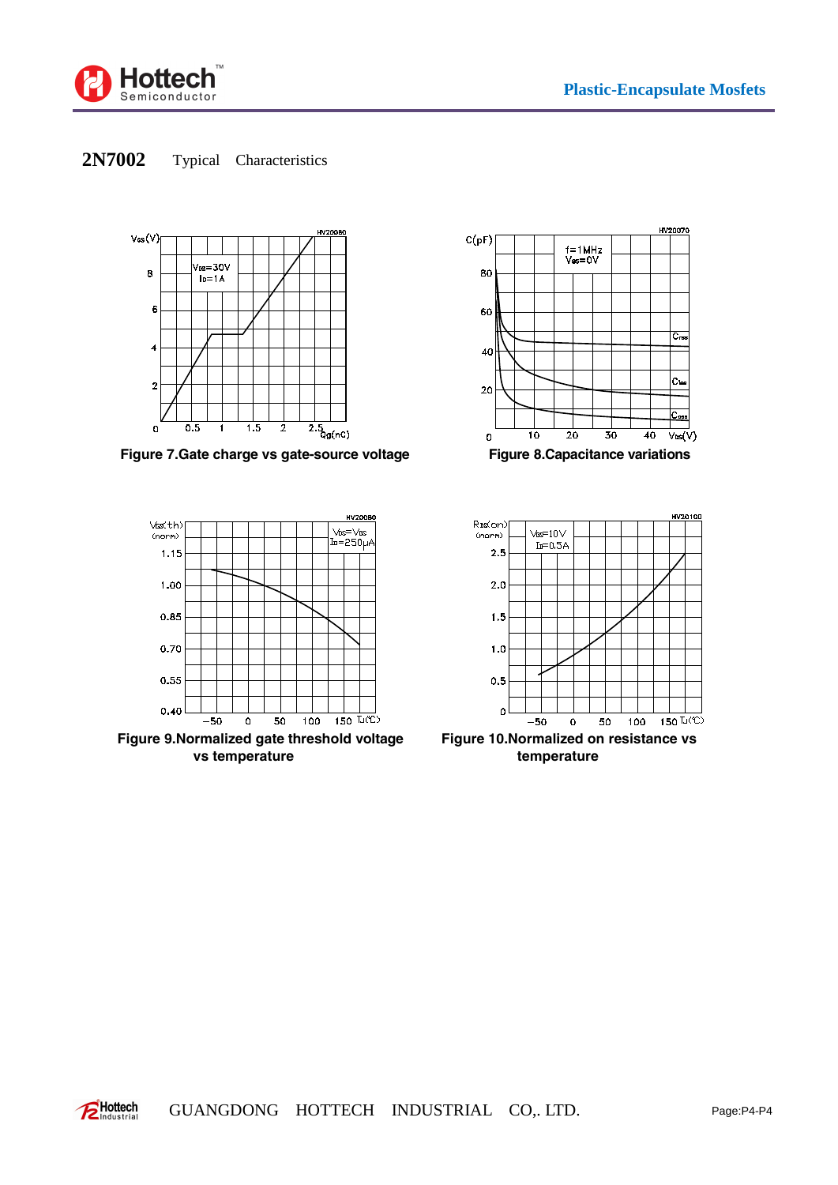## 2N7002 Typical Characteristics

$V_{GS}$(V)
HV20080
$V_{DS}$=30V
$I_D$=1A
8
6
4
2
0
0.5
1
1.5
2
2.5
Qg(nC)

**Figure 7.Gate charge vs gate-source voltage**

C(pF)
HV20070
f=1MHz
$V_{GS}$=0V
80
60
40
20
0
10
20
30
40
$V_{DS}$(V)
$C_{rss}$
$C_{iss}$
$C_{oss}$

**Figure 8.Capacitance variations**

$V_{GS(th)}$ (norm)
HV20090
$V_{DS}$=$V_{GS}$
$I_D$=250μA
1.15
1.00
0.85
0.70
0.55
0.40
−50
0
50
100
150
$T_J$(℃)

**Figure 9.Normalized gate threshold voltage vs temperature**

$R_{DS(on)}$ (norm)
HV20100
$V_{GS}$=10V
$I_D$=0.5A
2.5
2.0
1.5
1.0
0.5
0
−50
0
50
100
150
$T_J$(℃)

**Figure 10.Normalized on resistance vs temperature**